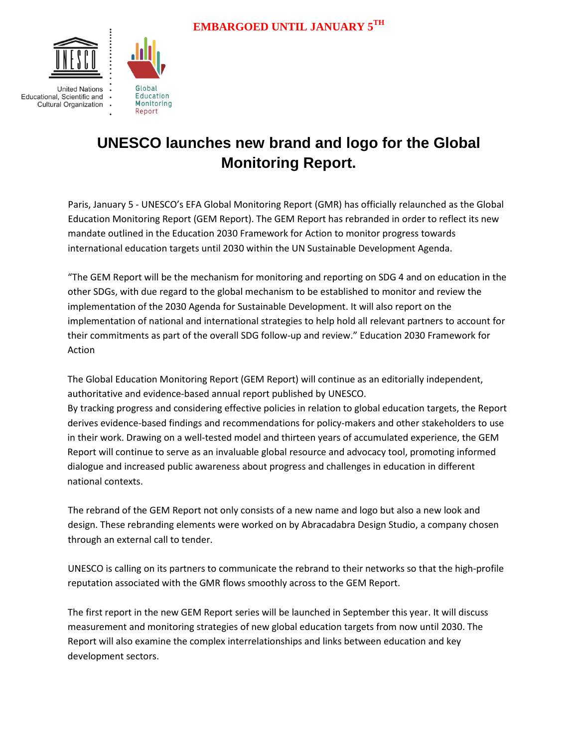**EMBARGOED UNTIL JANUARY 5TH**

United Nations Educational, Scientific and Cultural Organization

Global Education Monitoring Report

# UNESCO launches new brand and logo for the Global Monitoring Report.

Paris, January 5 - UNESCO's EFA Global Monitoring Report (GMR) has officially relaunched as the Global Education Monitoring Report (GEM Report). The GEM Report has rebranded in order to reflect its new mandate outlined in the Education 2030 Framework for Action to monitor progress towards international education targets until 2030 within the UN Sustainable Development Agenda.

"The GEM Report will be the mechanism for monitoring and reporting on SDG 4 and on education in the other SDGs, with due regard to the global mechanism to be established to monitor and review the implementation of the 2030 Agenda for Sustainable Development. It will also report on the implementation of national and international strategies to help hold all relevant partners to account for their commitments as part of the overall SDG follow-up and review." Education 2030 Framework for Action

The Global Education Monitoring Report (GEM Report) will continue as an editorially independent, authoritative and evidence-based annual report published by UNESCO.
By tracking progress and considering effective policies in relation to global education targets, the Report derives evidence-based findings and recommendations for policy-makers and other stakeholders to use in their work. Drawing on a well-tested model and thirteen years of accumulated experience, the GEM Report will continue to serve as an invaluable global resource and advocacy tool, promoting informed dialogue and increased public awareness about progress and challenges in education in different national contexts.

The rebrand of the GEM Report not only consists of a new name and logo but also a new look and design. These rebranding elements were worked on by Abracadabra Design Studio, a company chosen through an external call to tender.

UNESCO is calling on its partners to communicate the rebrand to their networks so that the high-profile reputation associated with the GMR flows smoothly across to the GEM Report.

The first report in the new GEM Report series will be launched in September this year. It will discuss measurement and monitoring strategies of new global education targets from now until 2030. The Report will also examine the complex interrelationships and links between education and key development sectors.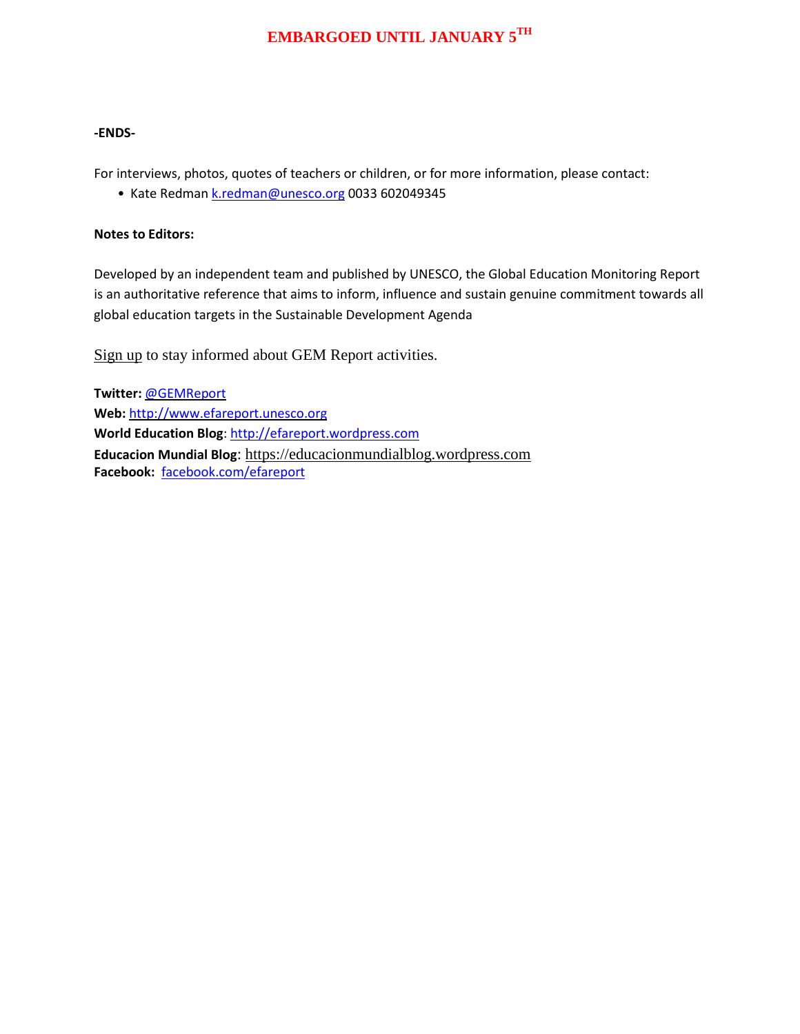**EMBARGOED UNTIL JANUARY 5TH**

**-ENDS-**

For interviews, photos, quotes of teachers or children, or for more information, please contact:

- Kate Redman k.redman@unesco.org 0033 602049345

**Notes to Editors:**

Developed by an independent team and published by UNESCO, the Global Education Monitoring Report is an authoritative reference that aims to inform, influence and sustain genuine commitment towards all global education targets in the Sustainable Development Agenda

Sign up to stay informed about GEM Report activities.

**Twitter:** @GEMReport
**Web:** http://www.efareport.unesco.org
**World Education Blog**: http://efareport.wordpress.com
**Educacion Mundial Blog**: https://educacionmundialblog.wordpress.com
**Facebook:** facebook.com/efareport